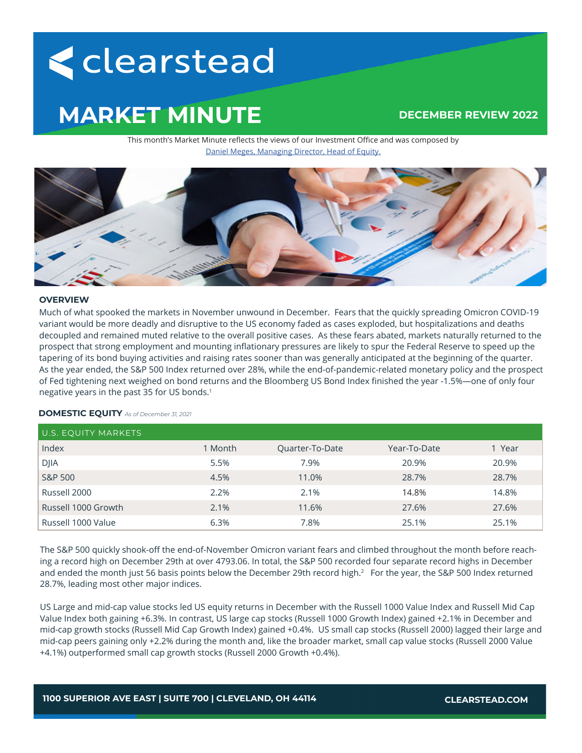# clearstead

## MARKET MINUTE

**DECEMBER REVIEW 2022**

This month's Market Minute reflects the views of our Investment Office and was composed by
Daniel Meges, Managing Director, Head of Equity.

### OVERVIEW

Much of what spooked the markets in November unwound in December. Fears that the quickly spreading Omicron COVID-19 variant would be more deadly and disruptive to the US economy faded as cases exploded, but hospitalizations and deaths decoupled and remained muted relative to the overall positive cases. As these fears abated, markets naturally returned to the prospect that strong employment and mounting inflationary pressures are likely to spur the Federal Reserve to speed up the tapering of its bond buying activities and raising rates sooner than was generally anticipated at the beginning of the quarter. As the year ended, the S&P 500 Index returned over 28%, while the end-of-pandemic-related monetary policy and the prospect of Fed tightening next weighed on bond returns and the Bloomberg US Bond Index finished the year -1.5%—one of only four negative years in the past 35 for US bonds.[1]

### DOMESTIC EQUITY *As of December 31, 2021*

| U.S. EQUITY MARKETS | | | | |
|---|---|---|---|---|
| Index | 1 Month | Quarter-To-Date | Year-To-Date | 1 Year |
| DJIA | 5.5% | 7.9% | 20.9% | 20.9% |
| S&P 500 | 4.5% | 11.0% | 28.7% | 28.7% |
| Russell 2000 | 2.2% | 2.1% | 14.8% | 14.8% |
| Russell 1000 Growth | 2.1% | 11.6% | 27.6% | 27.6% |
| Russell 1000 Value | 6.3% | 7.8% | 25.1% | 25.1% |

The S&P 500 quickly shook-off the end-of-November Omicron variant fears and climbed throughout the month before reaching a record high on December 29th at over 4793.06. In total, the S&P 500 recorded four separate record highs in December and ended the month just 56 basis points below the December 29th record high.[2] For the year, the S&P 500 Index returned 28.7%, leading most other major indices.

US Large and mid-cap value stocks led US equity returns in December with the Russell 1000 Value Index and Russell Mid Cap Value Index both gaining +6.3%. In contrast, US large cap stocks (Russell 1000 Growth Index) gained +2.1% in December and mid-cap growth stocks (Russell Mid Cap Growth Index) gained +0.4%. US small cap stocks (Russell 2000) lagged their large and mid-cap peers gaining only +2.2% during the month and, like the broader market, small cap value stocks (Russell 2000 Value +4.1%) outperformed small cap growth stocks (Russell 2000 Growth +0.4%).

1100 SUPERIOR AVE EAST | SUITE 700 | CLEVELAND, OH 44114 CLEARSTEAD.COM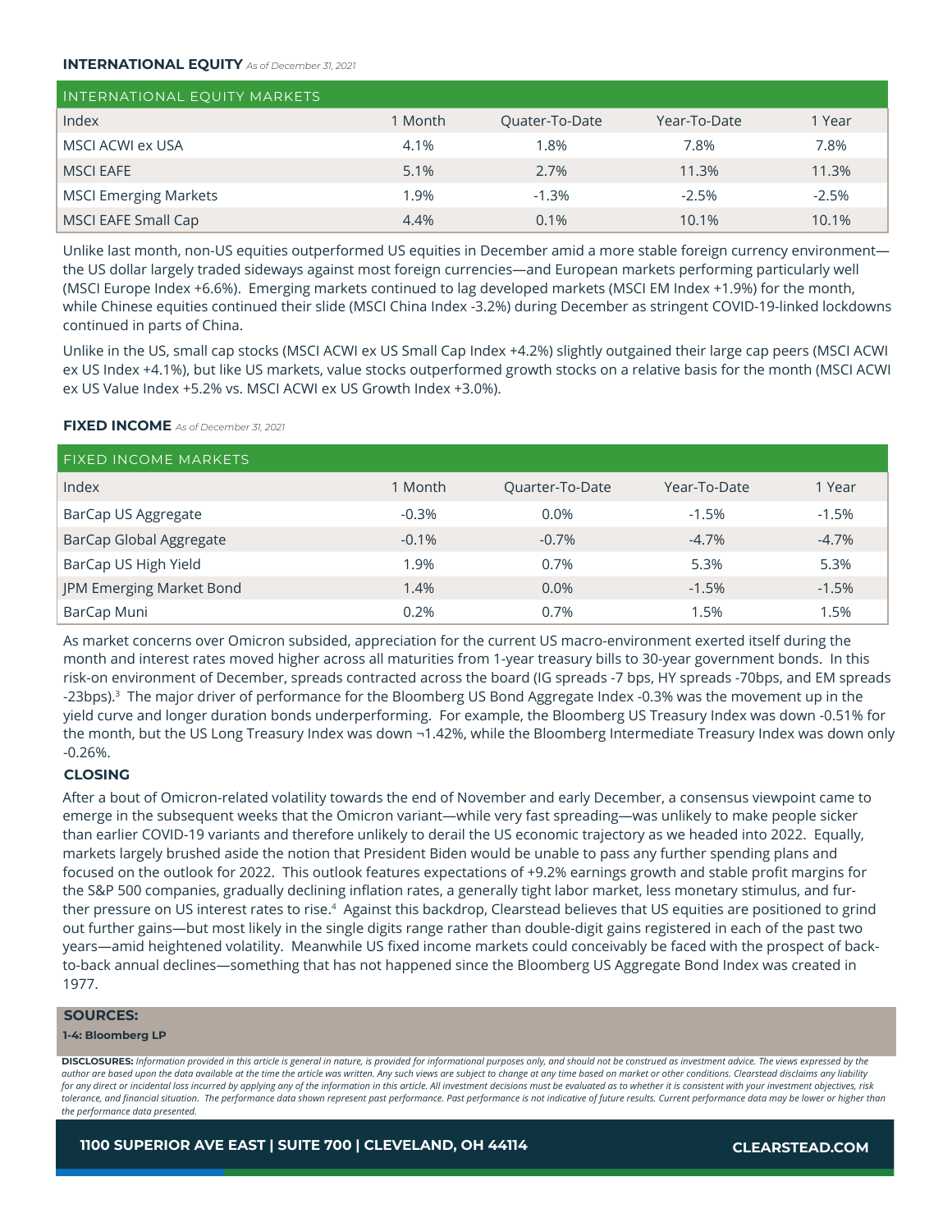## INTERNATIONAL EQUITY *As of December 31, 2021*

| INTERNATIONAL EQUITY MARKETS | | | | |
|---|---|---|---|---|
| Index | 1 Month | Quarter-To-Date | Year-To-Date | 1 Year |
| MSCI ACWI ex USA | 4.1% | 1.8% | 7.8% | 7.8% |
| MSCI EAFE | 5.1% | 2.7% | 11.3% | 11.3% |
| MSCI Emerging Markets | 1.9% | -1.3% | -2.5% | -2.5% |
| MSCI EAFE Small Cap | 4.4% | 0.1% | 10.1% | 10.1% |

Unlike last month, non-US equities outperformed US equities in December amid a more stable foreign currency environment—the US dollar largely traded sideways against most foreign currencies—and European markets performing particularly well (MSCI Europe Index +6.6%). Emerging markets continued to lag developed markets (MSCI EM Index +1.9%) for the month, while Chinese equities continued their slide (MSCI China Index -3.2%) during December as stringent COVID-19-linked lockdowns continued in parts of China.

Unlike in the US, small cap stocks (MSCI ACWI ex US Small Cap Index +4.2%) slightly outgained their large cap peers (MSCI ACWI ex US Index +4.1%), but like US markets, value stocks outperformed growth stocks on a relative basis for the month (MSCI ACWI ex US Value Index +5.2% vs. MSCI ACWI ex US Growth Index +3.0%).

## FIXED INCOME *As of December 31, 2021*

| FIXED INCOME MARKETS | | | | |
|---|---|---|---|---|
| Index | 1 Month | Quarter-To-Date | Year-To-Date | 1 Year |
| BarCap US Aggregate | -0.3% | 0.0% | -1.5% | -1.5% |
| BarCap Global Aggregate | -0.1% | -0.7% | -4.7% | -4.7% |
| BarCap US High Yield | 1.9% | 0.7% | 5.3% | 5.3% |
| JPM Emerging Market Bond | 1.4% | 0.0% | -1.5% | -1.5% |
| BarCap Muni | 0.2% | 0.7% | 1.5% | 1.5% |

As market concerns over Omicron subsided, appreciation for the current US macro-environment exerted itself during the month and interest rates moved higher across all maturities from 1-year treasury bills to 30-year government bonds. In this risk-on environment of December, spreads contracted across the board (IG spreads -7 bps, HY spreads -70bps, and EM spreads -23bps).[3] The major driver of performance for the Bloomberg US Bond Aggregate Index -0.3% was the movement up in the yield curve and longer duration bonds underperforming. For example, the Bloomberg US Treasury Index was down -0.51% for the month, but the US Long Treasury Index was down ¬1.42%, while the Bloomberg Intermediate Treasury Index was down only -0.26%.

## CLOSING

After a bout of Omicron-related volatility towards the end of November and early December, a consensus viewpoint came to emerge in the subsequent weeks that the Omicron variant—while very fast spreading—was unlikely to make people sicker than earlier COVID-19 variants and therefore unlikely to derail the US economic trajectory as we headed into 2022. Equally, markets largely brushed aside the notion that President Biden would be unable to pass any further spending plans and focused on the outlook for 2022. This outlook features expectations of +9.2% earnings growth and stable profit margins for the S&P 500 companies, gradually declining inflation rates, a generally tight labor market, less monetary stimulus, and further pressure on US interest rates to rise.[4] Against this backdrop, Clearstead believes that US equities are positioned to grind out further gains—but most likely in the single digits range rather than double-digit gains registered in each of the past two years—amid heightened volatility. Meanwhile US fixed income markets could conceivably be faced with the prospect of back-to-back annual declines—something that has not happened since the Bloomberg US Aggregate Bond Index was created in 1977.

**SOURCES:**

**1-4: Bloomberg LP**

**DISCLOSURES:** *Information provided in this article is general in nature, is provided for informational purposes only, and should not be construed as investment advice. The views expressed by the author are based upon the data available at the time the article was written. Any such views are subject to change at any time based on market or other conditions. Clearstead disclaims any liability for any direct or incidental loss incurred by applying any of the information in this article. All investment decisions must be evaluated as to whether it is consistent with your investment objectives, risk tolerance, and financial situation. The performance data shown represent past performance. Past performance is not indicative of future results. Current performance data may be lower or higher than the performance data presented.*

**1100 SUPERIOR AVE EAST | SUITE 700 | CLEVELAND, OH 44114** **CLEARSTEAD.COM**